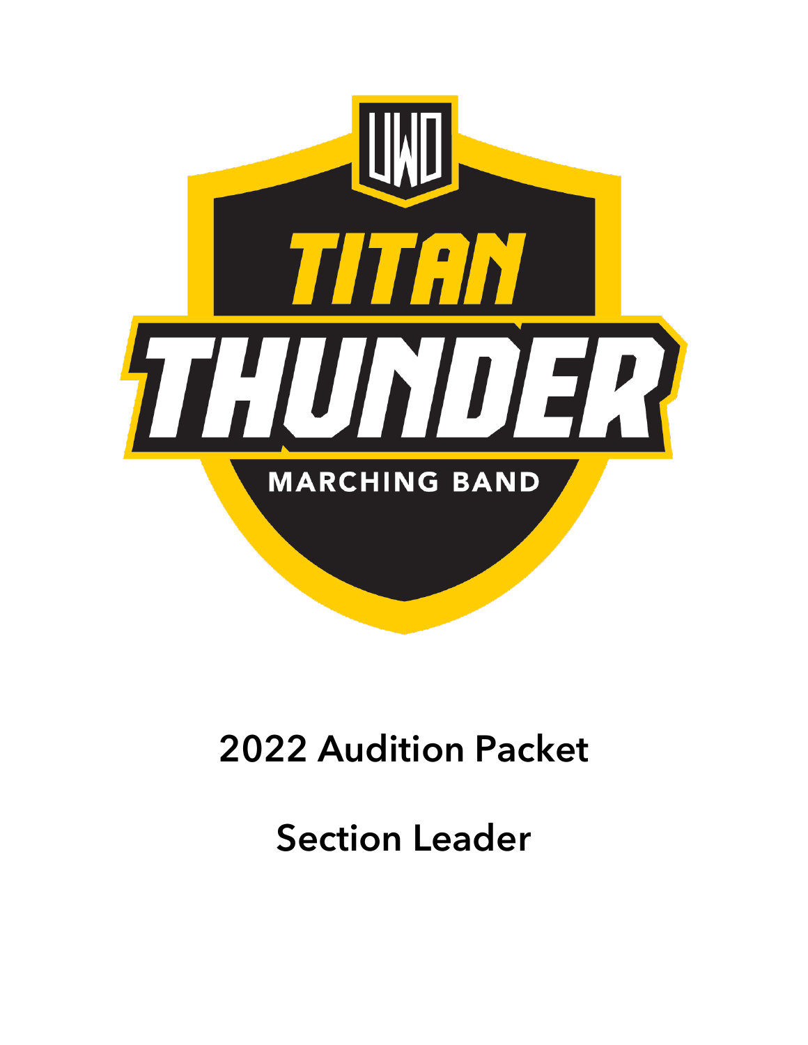UWO

TITAN THUNDER

MARCHING BAND

# 2022 Audition Packet

## Section Leader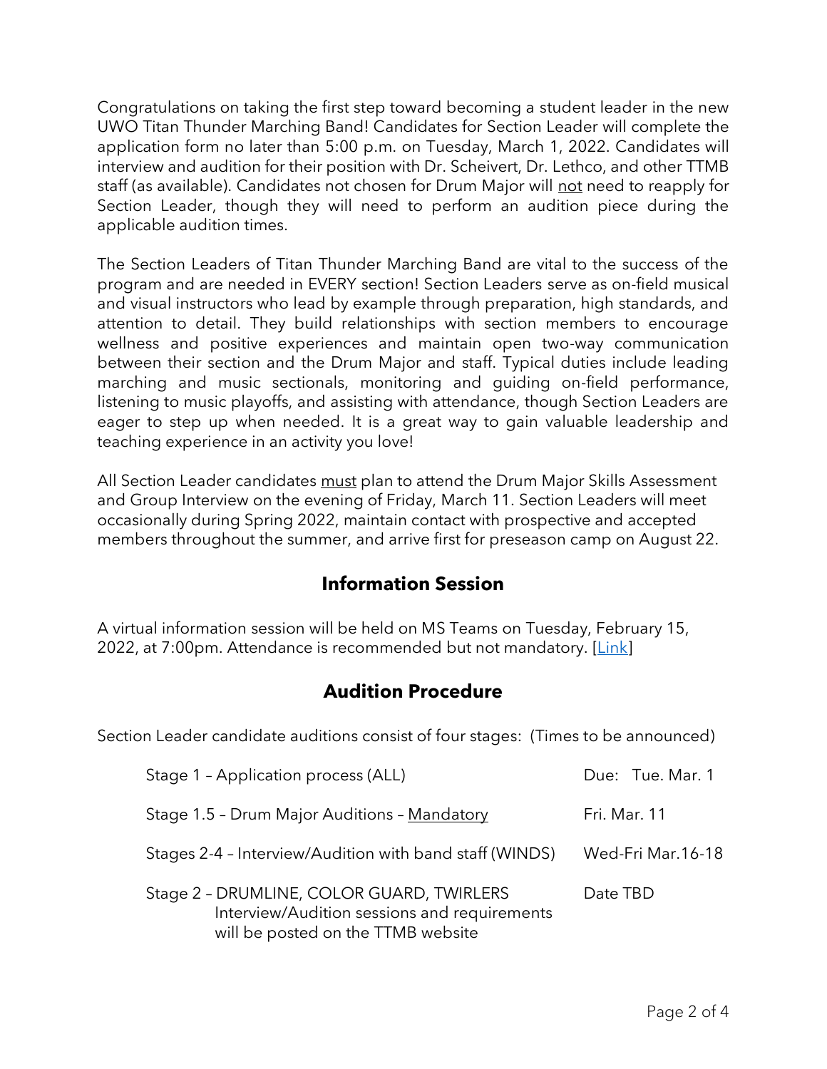Congratulations on taking the first step toward becoming a student leader in the new UWO Titan Thunder Marching Band! Candidates for Section Leader will complete the application form no later than 5:00 p.m. on Tuesday, March 1, 2022. Candidates will interview and audition for their position with Dr. Scheivert, Dr. Lethco, and other TTMB staff (as available). Candidates not chosen for Drum Major will <u>not</u> need to reapply for Section Leader, though they will need to perform an audition piece during the applicable audition times.

The Section Leaders of Titan Thunder Marching Band are vital to the success of the program and are needed in EVERY section! Section Leaders serve as on-field musical and visual instructors who lead by example through preparation, high standards, and attention to detail. They build relationships with section members to encourage wellness and positive experiences and maintain open two-way communication between their section and the Drum Major and staff. Typical duties include leading marching and music sectionals, monitoring and guiding on-field performance, listening to music playoffs, and assisting with attendance, though Section Leaders are eager to step up when needed. It is a great way to gain valuable leadership and teaching experience in an activity you love!

All Section Leader candidates <u>must</u> plan to attend the Drum Major Skills Assessment and Group Interview on the evening of Friday, March 11. Section Leaders will meet occasionally during Spring 2022, maintain contact with prospective and accepted members throughout the summer, and arrive first for preseason camp on August 22.

## Information Session

A virtual information session will be held on MS Teams on Tuesday, February 15, 2022, at 7:00pm. Attendance is recommended but not mandatory. [Link]

## Audition Procedure

Section Leader candidate auditions consist of four stages: (Times to be announced)

| Stage | Date |
| --- | --- |
| Stage 1 – Application process (ALL) | Due: Tue. Mar. 1 |
| Stage 1.5 – Drum Major Auditions – <u>Mandatory</u> | Fri. Mar. 11 |
| Stages 2-4 – Interview/Audition with band staff (WINDS) | Wed-Fri Mar.16-18 |
| Stage 2 – DRUMLINE, COLOR GUARD, TWIRLERS Interview/Audition sessions and requirements will be posted on the TTMB website | Date TBD |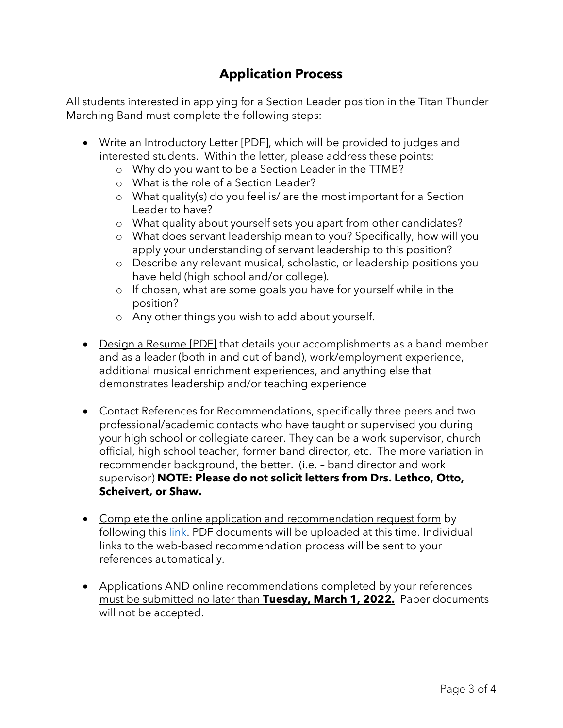# Application Process

All students interested in applying for a Section Leader position in the Titan Thunder Marching Band must complete the following steps:

- Write an Introductory Letter [PDF], which will be provided to judges and interested students. Within the letter, please address these points:
  - Why do you want to be a Section Leader in the TTMB?
  - What is the role of a Section Leader?
  - What quality(s) do you feel is/ are the most important for a Section Leader to have?
  - What quality about yourself sets you apart from other candidates?
  - What does servant leadership mean to you? Specifically, how will you apply your understanding of servant leadership to this position?
  - Describe any relevant musical, scholastic, or leadership positions you have held (high school and/or college).
  - If chosen, what are some goals you have for yourself while in the position?
  - Any other things you wish to add about yourself.

- Design a Resume [PDF] that details your accomplishments as a band member and as a leader (both in and out of band), work/employment experience, additional musical enrichment experiences, and anything else that demonstrates leadership and/or teaching experience

- Contact References for Recommendations, specifically three peers and two professional/academic contacts who have taught or supervised you during your high school or collegiate career. They can be a work supervisor, church official, high school teacher, former band director, etc. The more variation in recommender background, the better. (i.e. – band director and work supervisor) **NOTE: Please do not solicit letters from Drs. Lethco, Otto, Scheivert, or Shaw.**

- Complete the online application and recommendation request form by following this [link](). PDF documents will be uploaded at this time. Individual links to the web-based recommendation process will be sent to your references automatically.

- Applications AND online recommendations completed by your references must be submitted no later than **Tuesday, March 1, 2022.** Paper documents will not be accepted.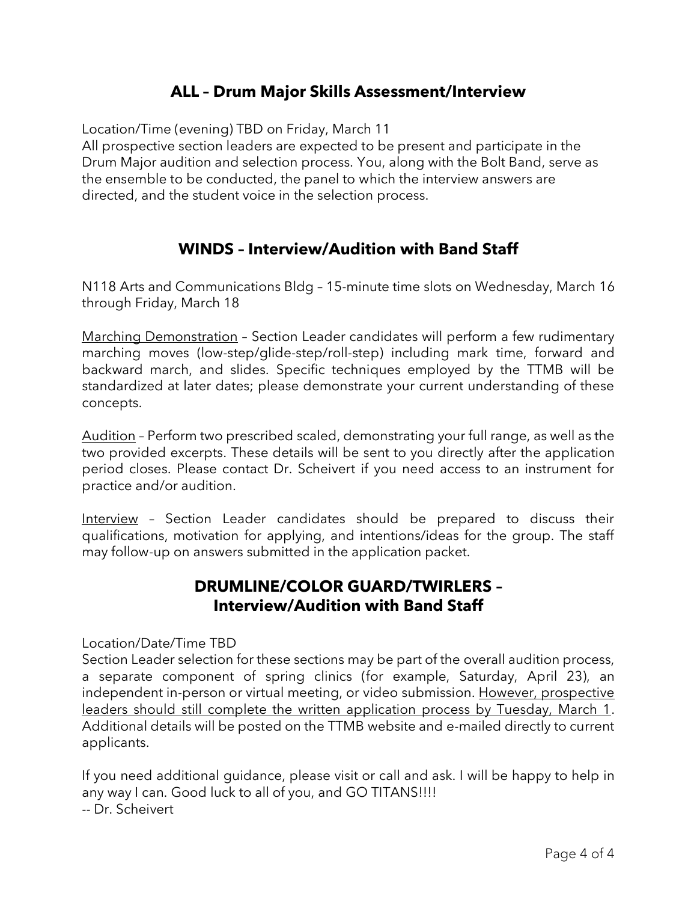## ALL – Drum Major Skills Assessment/Interview

Location/Time (evening) TBD on Friday, March 11
All prospective section leaders are expected to be present and participate in the Drum Major audition and selection process. You, along with the Bolt Band, serve as the ensemble to be conducted, the panel to which the interview answers are directed, and the student voice in the selection process.

## WINDS – Interview/Audition with Band Staff

N118 Arts and Communications Bldg – 15-minute time slots on Wednesday, March 16 through Friday, March 18

<u>Marching Demonstration</u> – Section Leader candidates will perform a few rudimentary marching moves (low-step/glide-step/roll-step) including mark time, forward and backward march, and slides. Specific techniques employed by the TTMB will be standardized at later dates; please demonstrate your current understanding of these concepts.

<u>Audition</u> – Perform two prescribed scaled, demonstrating your full range, as well as the two provided excerpts. These details will be sent to you directly after the application period closes. Please contact Dr. Scheivert if you need access to an instrument for practice and/or audition.

<u>Interview</u> – Section Leader candidates should be prepared to discuss their qualifications, motivation for applying, and intentions/ideas for the group. The staff may follow-up on answers submitted in the application packet.

## DRUMLINE/COLOR GUARD/TWIRLERS – Interview/Audition with Band Staff

Location/Date/Time TBD
Section Leader selection for these sections may be part of the overall audition process, a separate component of spring clinics (for example, Saturday, April 23), an independent in-person or virtual meeting, or video submission. <u>However, prospective leaders should still complete the written application process by Tuesday, March 1</u>. Additional details will be posted on the TTMB website and e-mailed directly to current applicants.

If you need additional guidance, please visit or call and ask. I will be happy to help in any way I can. Good luck to all of you, and GO TITANS!!!!
-- Dr. Scheivert